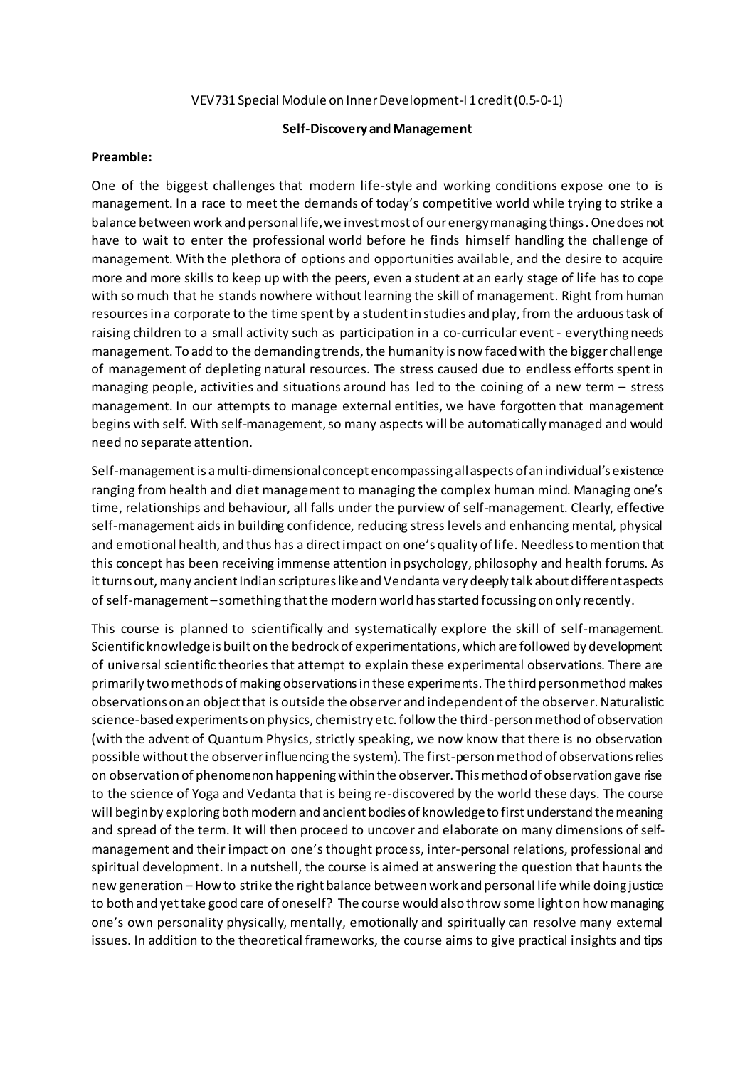VEV731 Special Module on Inner Development-I 1 credit (0.5-0-1)

**Self-Discovery and Management**

**Preamble:**

One of the biggest challenges that modern life-style and working conditions expose one to is management. In a race to meet the demands of today's competitive world while trying to strike a balance between work and personal life, we invest most of our energy managing things. One does not have to wait to enter the professional world before he finds himself handling the challenge of management. With the plethora of options and opportunities available, and the desire to acquire more and more skills to keep up with the peers, even a student at an early stage of life has to cope with so much that he stands nowhere without learning the skill of management. Right from human resources in a corporate to the time spent by a student in studies and play, from the arduous task of raising children to a small activity such as participation in a co-curricular event - everything needs management. To add to the demanding trends, the humanity is now faced with the bigger challenge of management of depleting natural resources. The stress caused due to endless efforts spent in managing people, activities and situations around has led to the coining of a new term – stress management. In our attempts to manage external entities, we have forgotten that management begins with self. With self-management, so many aspects will be automatically managed and would need no separate attention.

Self-management is a multi-dimensional concept encompassing all aspects of an individual's existence ranging from health and diet management to managing the complex human mind. Managing one's time, relationships and behaviour, all falls under the purview of self-management. Clearly, effective self-management aids in building confidence, reducing stress levels and enhancing mental, physical and emotional health, and thus has a direct impact on one's quality of life. Needless to mention that this concept has been receiving immense attention in psychology, philosophy and health forums. As it turns out, many ancient Indian scriptures like and Vendanta very deeply talk about different aspects of self-management – something that the modern world has started focussing on only recently.

This course is planned to scientifically and systematically explore the skill of self-management. Scientific knowledge is built on the bedrock of experimentations, which are followed by development of universal scientific theories that attempt to explain these experimental observations. There are primarily two methods of making observations in these experiments. The third person method makes observations on an object that is outside the observer and independent of the observer. Naturalistic science-based experiments on physics, chemistry etc. follow the third-person method of observation (with the advent of Quantum Physics, strictly speaking, we now know that there is no observation possible without the observer influencing the system). The first-person method of observations relies on observation of phenomenon happening within the observer. This method of observation gave rise to the science of Yoga and Vedanta that is being re-discovered by the world these days. The course will begin by exploring both modern and ancient bodies of knowledge to first understand the meaning and spread of the term. It will then proceed to uncover and elaborate on many dimensions of self-management and their impact on one's thought process, inter-personal relations, professional and spiritual development. In a nutshell, the course is aimed at answering the question that haunts the new generation – How to strike the right balance between work and personal life while doing justice to both and yet take good care of oneself? The course would also throw some light on how managing one's own personality physically, mentally, emotionally and spiritually can resolve many external issues. In addition to the theoretical frameworks, the course aims to give practical insights and tips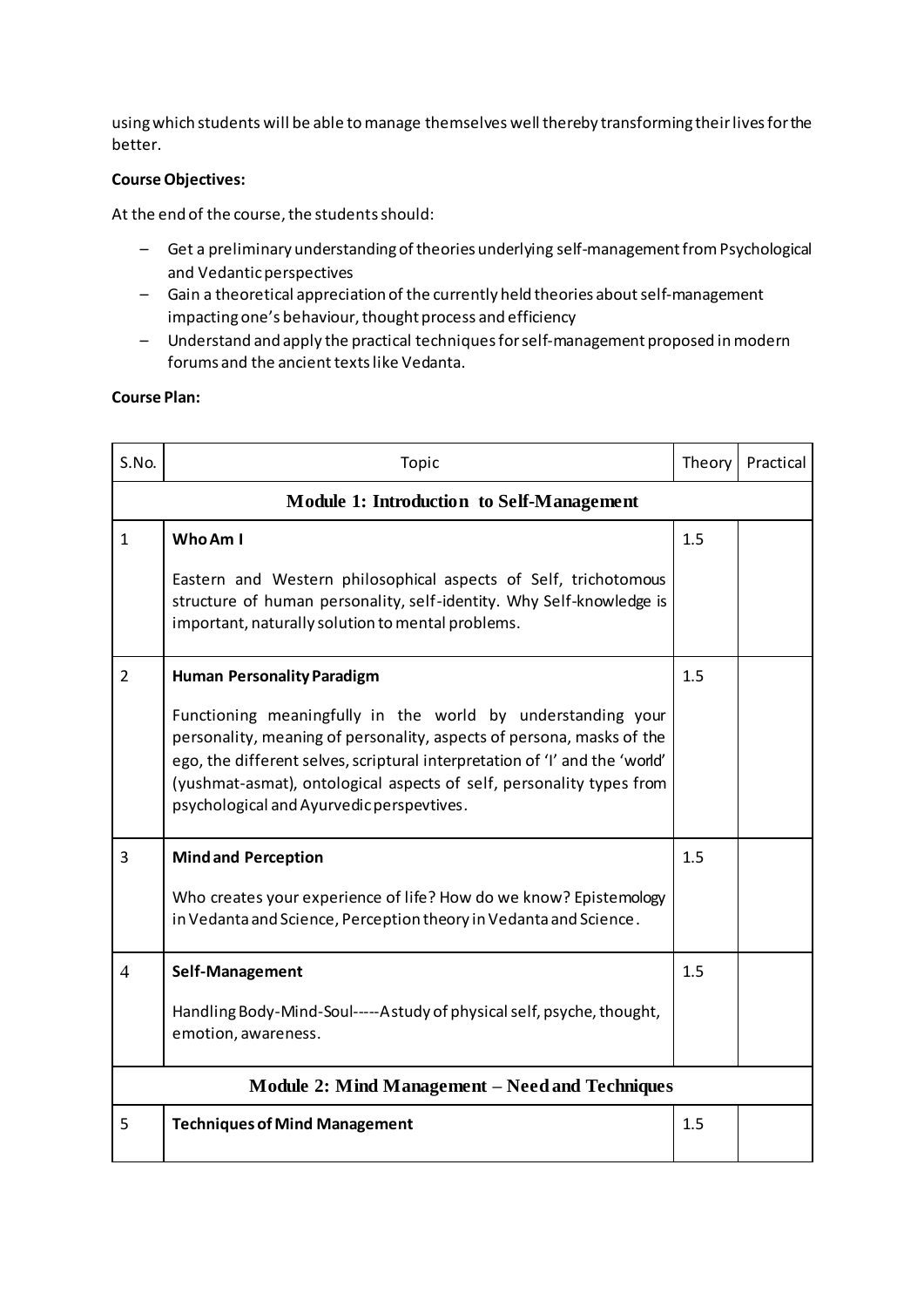using which students will be able to manage themselves well thereby transforming their lives for the better.

**Course Objectives:**

At the end of the course, the students should:

- Get a preliminary understanding of theories underlying self-management from Psychological and Vedantic perspectives
- Gain a theoretical appreciation of the currently held theories about self-management impacting one's behaviour, thought process and efficiency
- Understand and apply the practical techniques for self-management proposed in modern forums and the ancient texts like Vedanta.

**Course Plan:**

| S.No. | Topic | Theory | Practical |
|---|---|---|---|
| | **Module 1: Introduction to Self-Management** | | |
| 1 | **Who Am I**<br><br>Eastern and Western philosophical aspects of Self, trichotomous structure of human personality, self-identity. Why Self-knowledge is important, naturally solution to mental problems. | 1.5 | |
| 2 | **Human Personality Paradigm**<br><br>Functioning meaningfully in the world by understanding your personality, meaning of personality, aspects of persona, masks of the ego, the different selves, scriptural interpretation of 'I' and the 'world' (yushmat-asmat), ontological aspects of self, personality types from psychological and Ayurvedic perspevtives. | 1.5 | |
| 3 | **Mind and Perception**<br><br>Who creates your experience of life? How do we know? Epistemology in Vedanta and Science, Perception theory in Vedanta and Science. | 1.5 | |
| 4 | **Self-Management**<br><br>Handling Body-Mind-Soul-----A study of physical self, psyche, thought, emotion, awareness. | 1.5 | |
| | **Module 2: Mind Management – Need and Techniques** | | |
| 5 | **Techniques of Mind Management** | 1.5 | |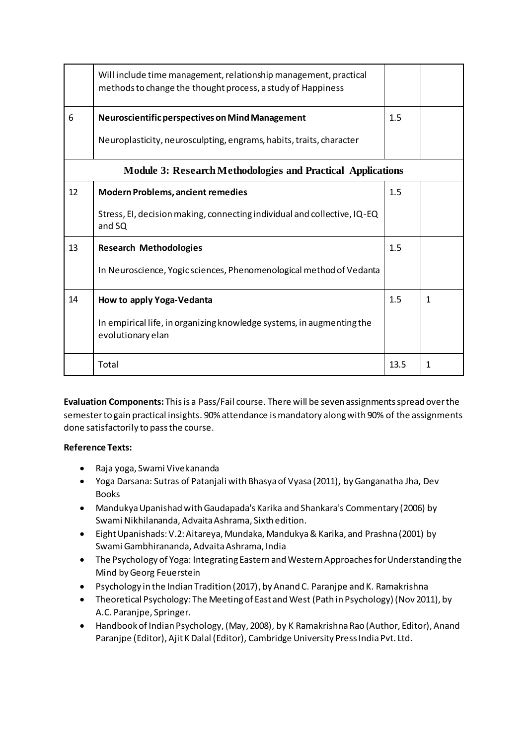|  |  |  |  |
|---|---|---|---|
|  | Will include time management, relationship management, practical methods to change the thought process, a study of Happiness |  |  |
| 6 | **Neuroscientific perspectives on Mind Management**<br><br>Neuroplasticity, neurosculpting, engrams, habits, traits, character | 1.5 |  |
| **Module 3: Research Methodologies and Practical Applications** |  |  |  |
| 12 | **Modern Problems, ancient remedies**<br><br>Stress, EI, decision making, connecting individual and collective, IQ-EQ and SQ | 1.5 |  |
| 13 | **Research Methodologies**<br><br>In Neuroscience, Yogic sciences, Phenomenological method of Vedanta | 1.5 |  |
| 14 | **How to apply Yoga-Vedanta**<br><br>In empirical life, in organizing knowledge systems, in augmenting the evolutionary elan | 1.5 | 1 |
|  | Total | 13.5 | 1 |

**Evaluation Components:** This is a Pass/Fail course. There will be seven assignments spread over the semester to gain practical insights. 90% attendance is mandatory along with 90% of the assignments done satisfactorily to pass the course.

**Reference Texts:**

- Raja yoga, Swami Vivekananda
- Yoga Darsana: Sutras of Patanjali with Bhasya of Vyasa (2011), by Ganganatha Jha, Dev Books
- Mandukya Upanishad with Gaudapada's Karika and Shankara's Commentary (2006) by Swami Nikhilananda, Advaita Ashrama, Sixth edition.
- Eight Upanishads: V.2: Aitareya, Mundaka, Mandukya & Karika, and Prashna (2001) by Swami Gambhirananda, Advaita Ashrama, India
- The Psychology of Yoga: Integrating Eastern and Western Approaches for Understanding the Mind by Georg Feuerstein
- Psychology in the Indian Tradition (2017), by Anand C. Paranjpe and K. Ramakrishna
- Theoretical Psychology: The Meeting of East and West (Path in Psychology) (Nov 2011), by A.C. Paranjpe, Springer.
- Handbook of Indian Psychology, (May, 2008), by K Ramakrishna Rao (Author, Editor), Anand Paranjpe (Editor), Ajit K Dalal (Editor), Cambridge University Press India Pvt. Ltd.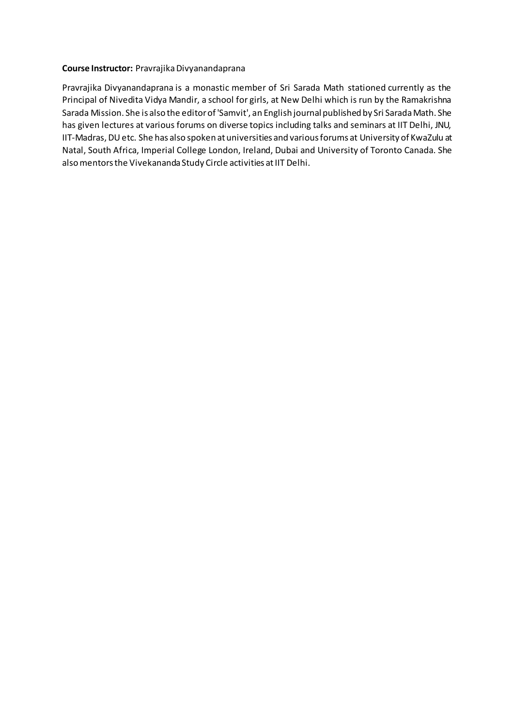**Course Instructor:** Pravrajika Divyanandaprana

Pravrajika Divyanandaprana is a monastic member of Sri Sarada Math stationed currently as the Principal of Nivedita Vidya Mandir, a school for girls, at New Delhi which is run by the Ramakrishna Sarada Mission. She is also the editor of 'Samvit', an English journal published by Sri Sarada Math. She has given lectures at various forums on diverse topics including talks and seminars at IIT Delhi, JNU, IIT-Madras, DU etc. She has also spoken at universities and various forums at University of KwaZulu at Natal, South Africa, Imperial College London, Ireland, Dubai and University of Toronto Canada. She also mentors the Vivekananda Study Circle activities at IIT Delhi.